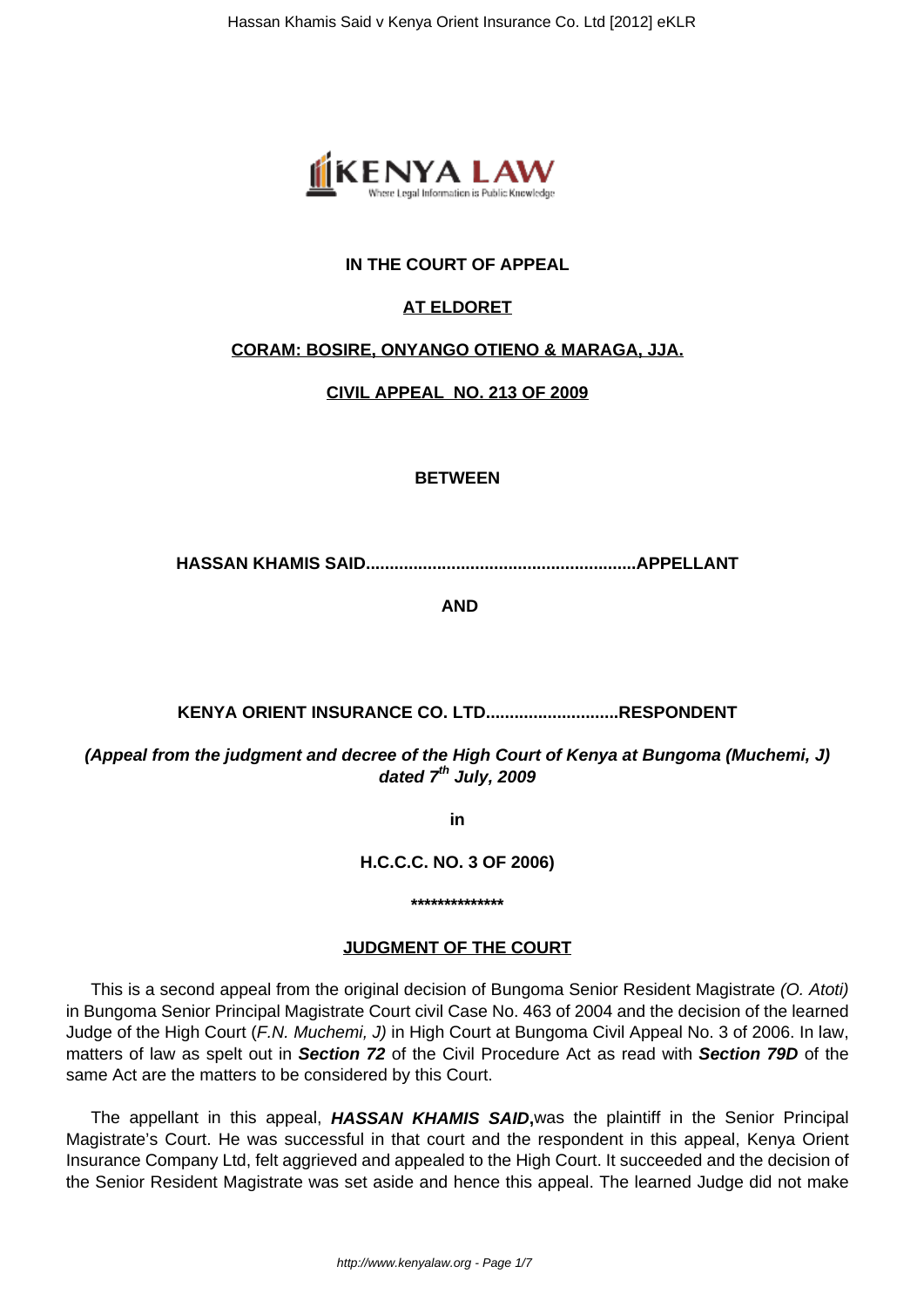**IN THE COURT OF APPEAL**

**AT ELDORET**

**CORAM: BOSIRE, ONYANGO OTIENO & MARAGA, JJA.**

**CIVIL APPEAL NO. 213 OF 2009**

**BETWEEN**

**HASSAN KHAMIS SAID.........................................................APPELLANT**

**AND**

**KENYA ORIENT INSURANCE CO. LTD............................RESPONDENT**

***(Appeal from the judgment and decree of the High Court of Kenya at Bungoma (Muchemi, J) dated 7th July, 2009***

**in**

**H.C.C.C. NO. 3 OF 2006)**

**\*\*\*\*\*\*\*\*\*\*\*\*\*\*\***

## JUDGMENT OF THE COURT

This is a second appeal from the original decision of Bungoma Senior Resident Magistrate *(O. Atoti)* in Bungoma Senior Principal Magistrate Court civil Case No. 463 of 2004 and the decision of the learned Judge of the High Court (*F.N. Muchemi, J)* in High Court at Bungoma Civil Appeal No. 3 of 2006. In law, matters of law as spelt out in ***Section 72*** of the Civil Procedure Act as read with ***Section 79D*** of the same Act are the matters to be considered by this Court.

The appellant in this appeal, ***HASSAN KHAMIS SAID*,**was the plaintiff in the Senior Principal Magistrate's Court. He was successful in that court and the respondent in this appeal, Kenya Orient Insurance Company Ltd, felt aggrieved and appealed to the High Court. It succeeded and the decision of the Senior Resident Magistrate was set aside and hence this appeal. The learned Judge did not make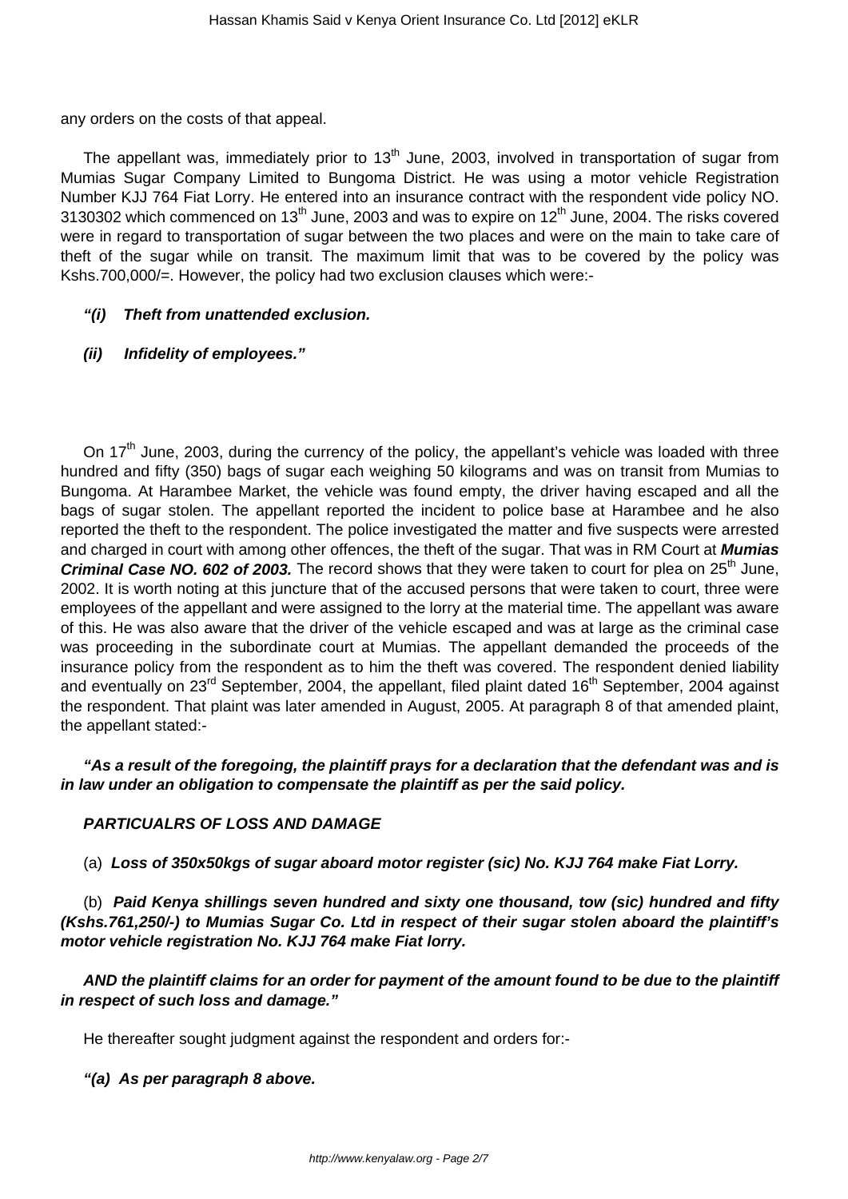any orders on the costs of that appeal.

The appellant was, immediately prior to 13th June, 2003, involved in transportation of sugar from Mumias Sugar Company Limited to Bungoma District. He was using a motor vehicle Registration Number KJJ 764 Fiat Lorry. He entered into an insurance contract with the respondent vide policy NO. 3130302 which commenced on 13th June, 2003 and was to expire on 12th June, 2004. The risks covered were in regard to transportation of sugar between the two places and were on the main to take care of theft of the sugar while on transit. The maximum limit that was to be covered by the policy was Kshs.700,000/=. However, the policy had two exclusion clauses which were:-

***"(i) Theft from unattended exclusion.***

***(ii) Infidelity of employees."***

On 17th June, 2003, during the currency of the policy, the appellant's vehicle was loaded with three hundred and fifty (350) bags of sugar each weighing 50 kilograms and was on transit from Mumias to Bungoma. At Harambee Market, the vehicle was found empty, the driver having escaped and all the bags of sugar stolen. The appellant reported the incident to police base at Harambee and he also reported the theft to the respondent. The police investigated the matter and five suspects were arrested and charged in court with among other offences, the theft of the sugar. That was in RM Court at ***Mumias Criminal Case NO. 602 of 2003.*** The record shows that they were taken to court for plea on 25th June, 2002. It is worth noting at this juncture that of the accused persons that were taken to court, three were employees of the appellant and were assigned to the lorry at the material time. The appellant was aware of this. He was also aware that the driver of the vehicle escaped and was at large as the criminal case was proceeding in the subordinate court at Mumias. The appellant demanded the proceeds of the insurance policy from the respondent as to him the theft was covered. The respondent denied liability and eventually on 23rd September, 2004, the appellant, filed plaint dated 16th September, 2004 against the respondent. That plaint was later amended in August, 2005. At paragraph 8 of that amended plaint, the appellant stated:-

***"As a result of the foregoing, the plaintiff prays for a declaration that the defendant was and is in law under an obligation to compensate the plaintiff as per the said policy.***

**PARTICUALRS OF LOSS AND DAMAGE**

(a) ***Loss of 350x50kgs of sugar aboard motor register (sic) No. KJJ 764 make Fiat Lorry.***

(b) ***Paid Kenya shillings seven hundred and sixty one thousand, tow (sic) hundred and fifty (Kshs.761,250/-) to Mumias Sugar Co. Ltd in respect of their sugar stolen aboard the plaintiff's motor vehicle registration No. KJJ 764 make Fiat lorry.***

***AND the plaintiff claims for an order for payment of the amount found to be due to the plaintiff in respect of such loss and damage."***

He thereafter sought judgment against the respondent and orders for:-

***"(a) As per paragraph 8 above.***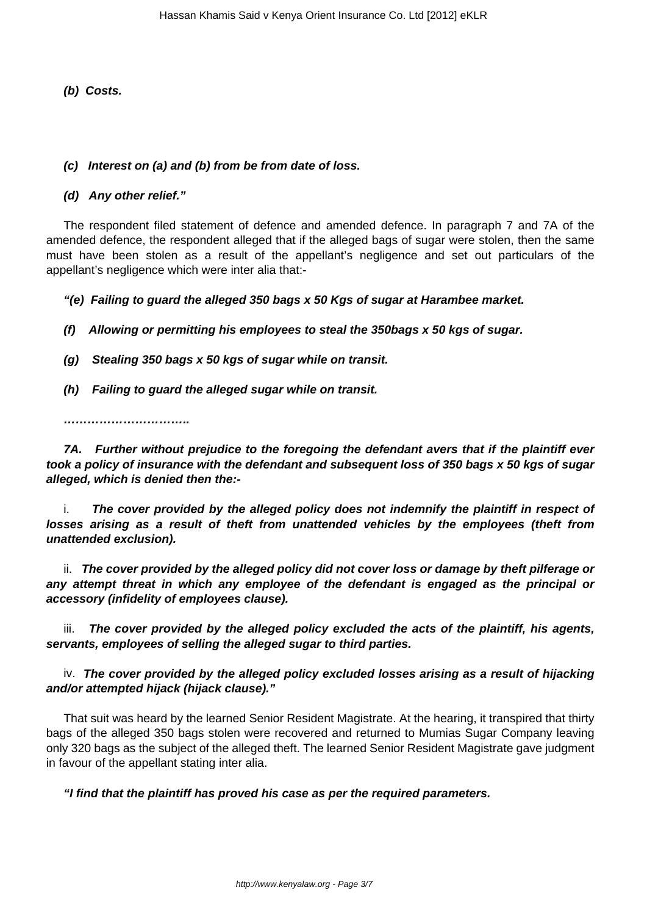***(b) Costs.***

***(c) Interest on (a) and (b) from be from date of loss.***

***(d) Any other relief."***

The respondent filed statement of defence and amended defence. In paragraph 7 and 7A of the amended defence, the respondent alleged that if the alleged bags of sugar were stolen, then the same must have been stolen as a result of the appellant's negligence and set out particulars of the appellant's negligence which were inter alia that:-

***"(e) Failing to guard the alleged 350 bags x 50 Kgs of sugar at Harambee market.***

***(f) Allowing or permitting his employees to steal the 350bags x 50 kgs of sugar.***

***(g) Stealing 350 bags x 50 kgs of sugar while on transit.***

***(h) Failing to guard the alleged sugar while on transit.***

***………………………….***

***7A. Further without prejudice to the foregoing the defendant avers that if the plaintiff ever took a policy of insurance with the defendant and subsequent loss of 350 bags x 50 kgs of sugar alleged, which is denied then the:-***

i. ***The cover provided by the alleged policy does not indemnify the plaintiff in respect of losses arising as a result of theft from unattended vehicles by the employees (theft from unattended exclusion).***

ii. ***The cover provided by the alleged policy did not cover loss or damage by theft pilferage or any attempt threat in which any employee of the defendant is engaged as the principal or accessory (infidelity of employees clause).***

iii. ***The cover provided by the alleged policy excluded the acts of the plaintiff, his agents, servants, employees of selling the alleged sugar to third parties.***

iv. ***The cover provided by the alleged policy excluded losses arising as a result of hijacking and/or attempted hijack (hijack clause)."***

That suit was heard by the learned Senior Resident Magistrate. At the hearing, it transpired that thirty bags of the alleged 350 bags stolen were recovered and returned to Mumias Sugar Company leaving only 320 bags as the subject of the alleged theft. The learned Senior Resident Magistrate gave judgment in favour of the appellant stating inter alia.

***"I find that the plaintiff has proved his case as per the required parameters.***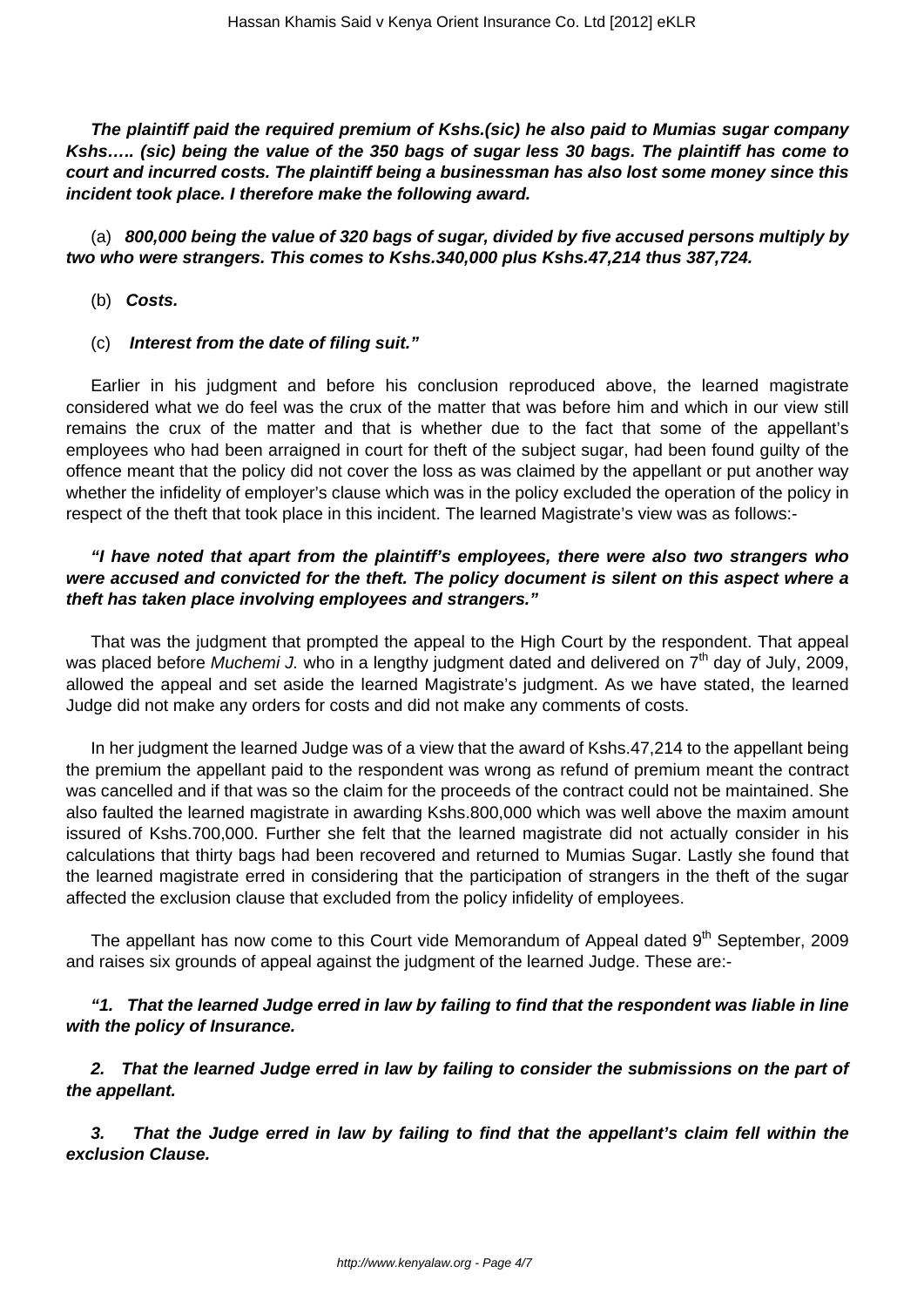***The plaintiff paid the required premium of Kshs.(sic) he also paid to Mumias sugar company Kshs….. (sic) being the value of the 350 bags of sugar less 30 bags. The plaintiff has come to court and incurred costs. The plaintiff being a businessman has also lost some money since this incident took place. I therefore make the following award.***

(a) ***800,000 being the value of 320 bags of sugar, divided by five accused persons multiply by two who were strangers. This comes to Kshs.340,000 plus Kshs.47,214 thus 387,724.***

(b) ***Costs.***

(c) ***Interest from the date of filing suit."***

Earlier in his judgment and before his conclusion reproduced above, the learned magistrate considered what we do feel was the crux of the matter that was before him and which in our view still remains the crux of the matter and that is whether due to the fact that some of the appellant's employees who had been arraigned in court for theft of the subject sugar, had been found guilty of the offence meant that the policy did not cover the loss as was claimed by the appellant or put another way whether the infidelity of employer's clause which was in the policy excluded the operation of the policy in respect of the theft that took place in this incident. The learned Magistrate's view was as follows:-

***"I have noted that apart from the plaintiff's employees, there were also two strangers who were accused and convicted for the theft. The policy document is silent on this aspect where a theft has taken place involving employees and strangers."***

That was the judgment that prompted the appeal to the High Court by the respondent. That appeal was placed before *Muchemi J.* who in a lengthy judgment dated and delivered on 7th day of July, 2009, allowed the appeal and set aside the learned Magistrate's judgment. As we have stated, the learned Judge did not make any orders for costs and did not make any comments of costs.

In her judgment the learned Judge was of a view that the award of Kshs.47,214 to the appellant being the premium the appellant paid to the respondent was wrong as refund of premium meant the contract was cancelled and if that was so the claim for the proceeds of the contract could not be maintained. She also faulted the learned magistrate in awarding Kshs.800,000 which was well above the maxim amount issured of Kshs.700,000. Further she felt that the learned magistrate did not actually consider in his calculations that thirty bags had been recovered and returned to Mumias Sugar. Lastly she found that the learned magistrate erred in considering that the participation of strangers in the theft of the sugar affected the exclusion clause that excluded from the policy infidelity of employees.

The appellant has now come to this Court vide Memorandum of Appeal dated 9th September, 2009 and raises six grounds of appeal against the judgment of the learned Judge. These are:-

***"1. That the learned Judge erred in law by failing to find that the respondent was liable in line with the policy of Insurance.***

***2. That the learned Judge erred in law by failing to consider the submissions on the part of the appellant.***

***3. That the Judge erred in law by failing to find that the appellant's claim fell within the exclusion Clause.***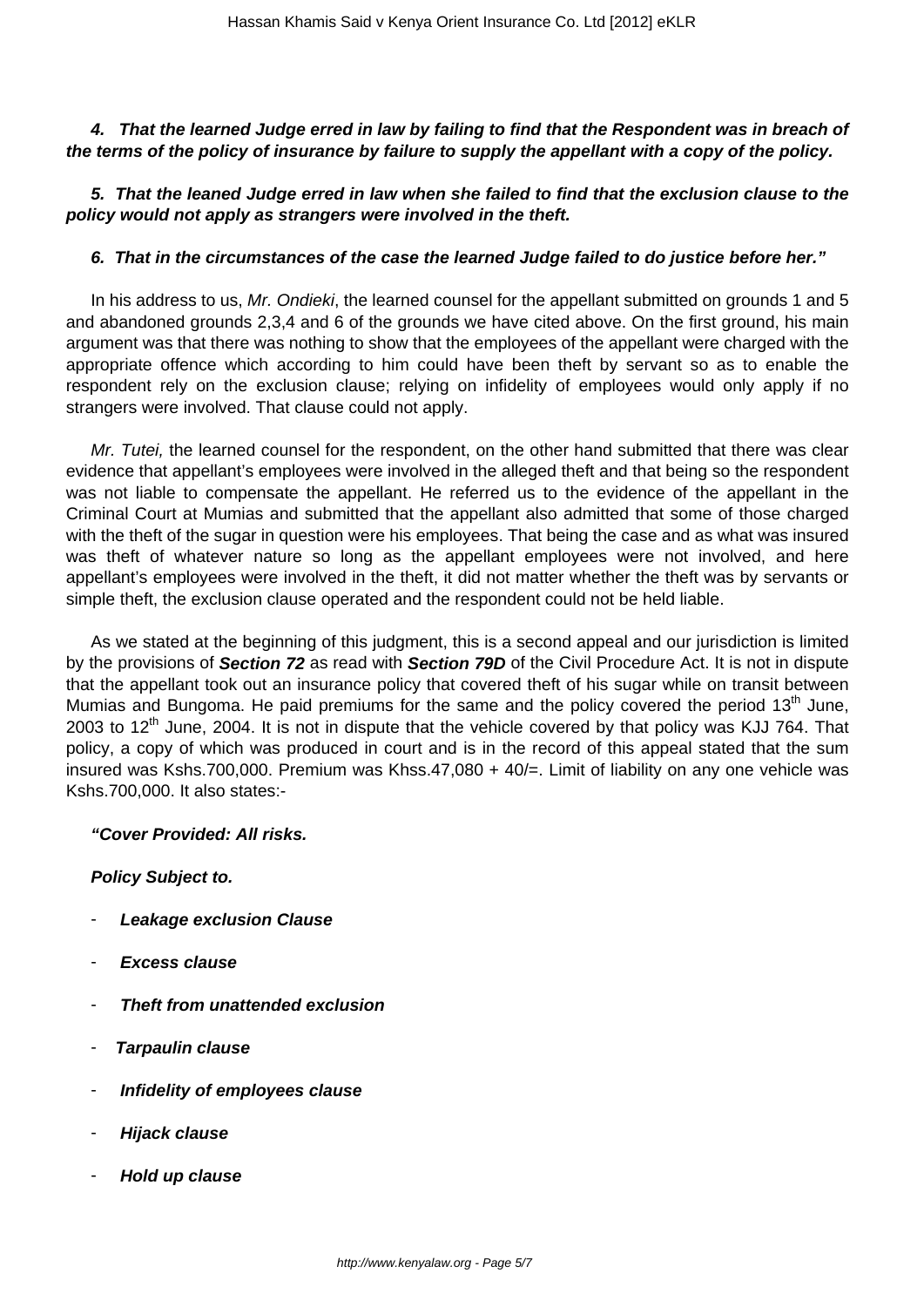***4. That the learned Judge erred in law by failing to find that the Respondent was in breach of the terms of the policy of insurance by failure to supply the appellant with a copy of the policy.***

***5. That the leaned Judge erred in law when she failed to find that the exclusion clause to the policy would not apply as strangers were involved in the theft.***

***6. That in the circumstances of the case the learned Judge failed to do justice before her."***

In his address to us, *Mr. Ondieki*, the learned counsel for the appellant submitted on grounds 1 and 5 and abandoned grounds 2,3,4 and 6 of the grounds we have cited above. On the first ground, his main argument was that there was nothing to show that the employees of the appellant were charged with the appropriate offence which according to him could have been theft by servant so as to enable the respondent rely on the exclusion clause; relying on infidelity of employees would only apply if no strangers were involved. That clause could not apply.

*Mr. Tutei,* the learned counsel for the respondent, on the other hand submitted that there was clear evidence that appellant's employees were involved in the alleged theft and that being so the respondent was not liable to compensate the appellant. He referred us to the evidence of the appellant in the Criminal Court at Mumias and submitted that the appellant also admitted that some of those charged with the theft of the sugar in question were his employees. That being the case and as what was insured was theft of whatever nature so long as the appellant employees were not involved, and here appellant's employees were involved in the theft, it did not matter whether the theft was by servants or simple theft, the exclusion clause operated and the respondent could not be held liable.

As we stated at the beginning of this judgment, this is a second appeal and our jurisdiction is limited by the provisions of ***Section 72*** as read with ***Section 79D*** of the Civil Procedure Act. It is not in dispute that the appellant took out an insurance policy that covered theft of his sugar while on transit between Mumias and Bungoma. He paid premiums for the same and the policy covered the period 13th June, 2003 to 12th June, 2004. It is not in dispute that the vehicle covered by that policy was KJJ 764. That policy, a copy of which was produced in court and is in the record of this appeal stated that the sum insured was Kshs.700,000. Premium was Khss.47,080 + 40/=. Limit of liability on any one vehicle was Kshs.700,000. It also states:-

***"Cover Provided: All risks.***

***Policy Subject to.***

- ***Leakage exclusion Clause***
- ***Excess clause***
- ***Theft from unattended exclusion***
- ***Tarpaulin clause***
- ***Infidelity of employees clause***
- ***Hijack clause***
- ***Hold up clause***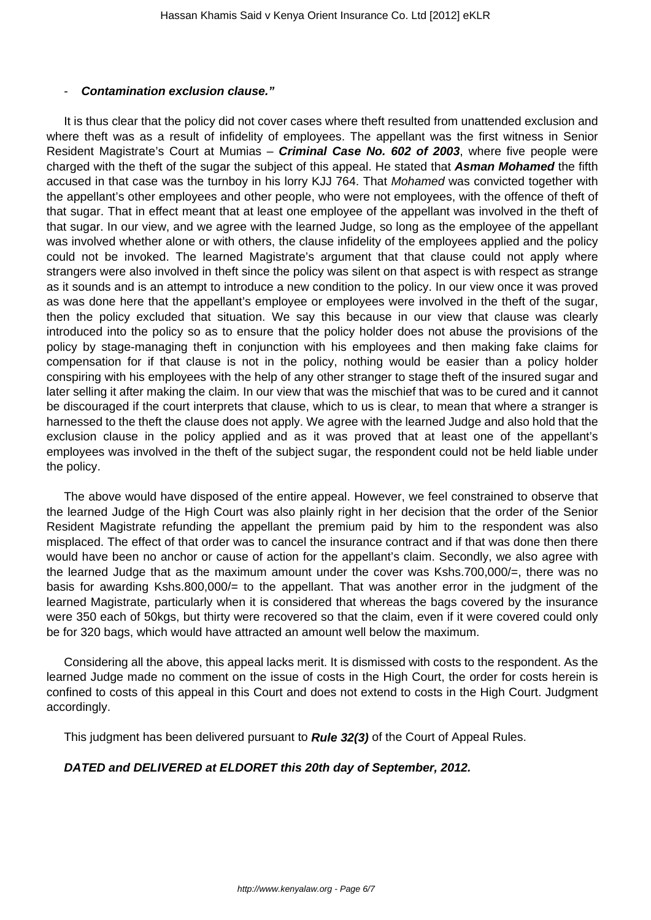- ***Contamination exclusion clause."***

It is thus clear that the policy did not cover cases where theft resulted from unattended exclusion and where theft was as a result of infidelity of employees. The appellant was the first witness in Senior Resident Magistrate's Court at Mumias – ***Criminal Case No. 602 of 2003***, where five people were charged with the theft of the sugar the subject of this appeal. He stated that ***Asman Mohamed*** the fifth accused in that case was the turnboy in his lorry KJJ 764. That *Mohamed* was convicted together with the appellant's other employees and other people, who were not employees, with the offence of theft of that sugar. That in effect meant that at least one employee of the appellant was involved in the theft of that sugar. In our view, and we agree with the learned Judge, so long as the employee of the appellant was involved whether alone or with others, the clause infidelity of the employees applied and the policy could not be invoked. The learned Magistrate's argument that that clause could not apply where strangers were also involved in theft since the policy was silent on that aspect is with respect as strange as it sounds and is an attempt to introduce a new condition to the policy. In our view once it was proved as was done here that the appellant's employee or employees were involved in the theft of the sugar, then the policy excluded that situation. We say this because in our view that clause was clearly introduced into the policy so as to ensure that the policy holder does not abuse the provisions of the policy by stage-managing theft in conjunction with his employees and then making fake claims for compensation for if that clause is not in the policy, nothing would be easier than a policy holder conspiring with his employees with the help of any other stranger to stage theft of the insured sugar and later selling it after making the claim. In our view that was the mischief that was to be cured and it cannot be discouraged if the court interprets that clause, which to us is clear, to mean that where a stranger is harnessed to the theft the clause does not apply. We agree with the learned Judge and also hold that the exclusion clause in the policy applied and as it was proved that at least one of the appellant's employees was involved in the theft of the subject sugar, the respondent could not be held liable under the policy.

The above would have disposed of the entire appeal. However, we feel constrained to observe that the learned Judge of the High Court was also plainly right in her decision that the order of the Senior Resident Magistrate refunding the appellant the premium paid by him to the respondent was also misplaced. The effect of that order was to cancel the insurance contract and if that was done then there would have been no anchor or cause of action for the appellant's claim. Secondly, we also agree with the learned Judge that as the maximum amount under the cover was Kshs.700,000/=, there was no basis for awarding Kshs.800,000/= to the appellant. That was another error in the judgment of the learned Magistrate, particularly when it is considered that whereas the bags covered by the insurance were 350 each of 50kgs, but thirty were recovered so that the claim, even if it were covered could only be for 320 bags, which would have attracted an amount well below the maximum.

Considering all the above, this appeal lacks merit. It is dismissed with costs to the respondent. As the learned Judge made no comment on the issue of costs in the High Court, the order for costs herein is confined to costs of this appeal in this Court and does not extend to costs in the High Court. Judgment accordingly.

This judgment has been delivered pursuant to ***Rule 32(3)*** of the Court of Appeal Rules.

***DATED and DELIVERED at ELDORET this 20th day of September, 2012.***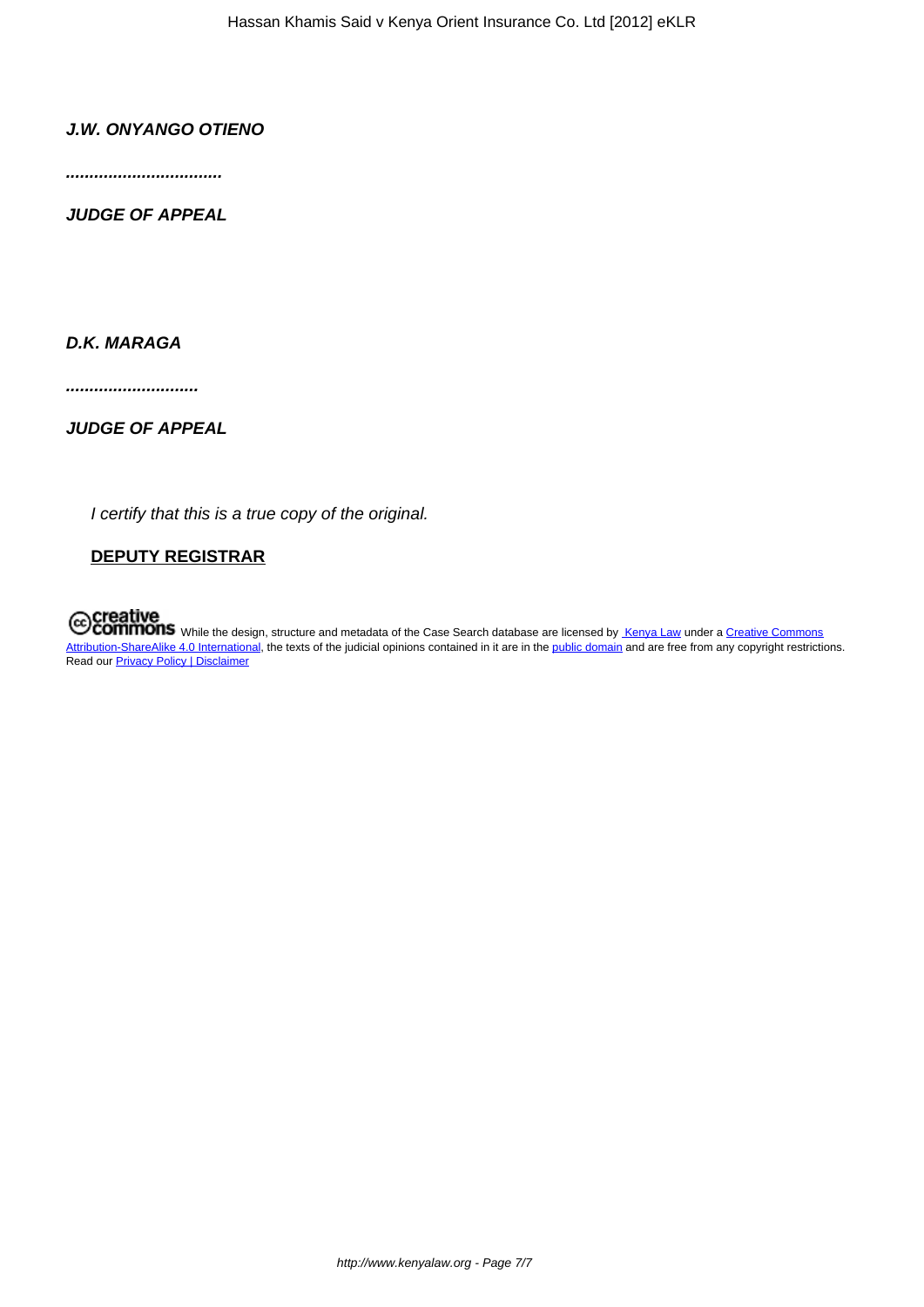**J.W. ONYANGO OTIENO**

**...............................**

**JUDGE OF APPEAL**

**D.K. MARAGA**

**...........................**

**JUDGE OF APPEAL**

*I certify that this is a true copy of the original.*

**DEPUTY REGISTRAR**

While the design, structure and metadata of the Case Search database are licensed by Kenya Law under a Creative Commons Attribution-ShareAlike 4.0 International, the texts of the judicial opinions contained in it are in the public domain and are free from any copyright restrictions. Read our Privacy Policy | Disclaimer